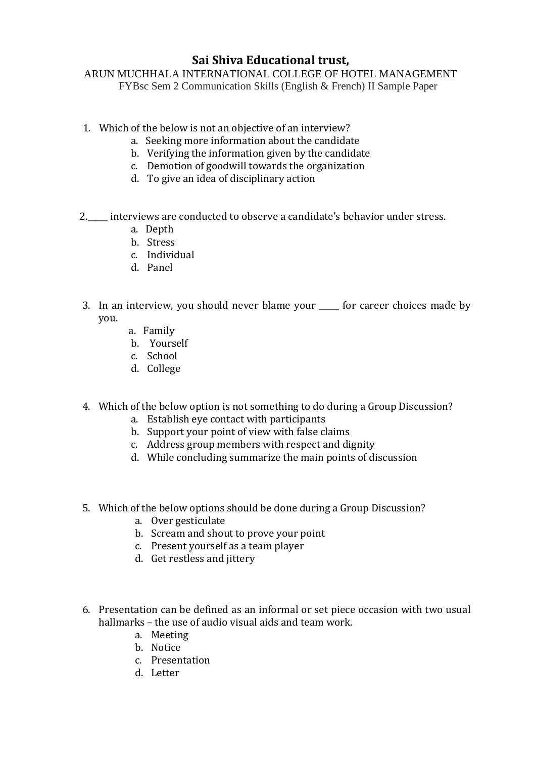# Sai Shiva Educational trust,

ARUN MUCHHALA INTERNATIONAL COLLEGE OF HOTEL MANAGEMENT

FYBsc Sem 2 Communication Skills (English & French) II Sample Paper

1. Which of the below is not an objective of an interview?
   a. Seeking more information about the candidate
   b. Verifying the information given by the candidate
   c. Demotion of goodwill towards the organization
   d. To give an idea of disciplinary action

2. _____ interviews are conducted to observe a candidate's behavior under stress.
   a. Depth
   b. Stress
   c. Individual
   d. Panel

3. In an interview, you should never blame your _____ for career choices made by you.
   a. Family
   b. Yourself
   c. School
   d. College

4. Which of the below option is not something to do during a Group Discussion?
   a. Establish eye contact with participants
   b. Support your point of view with false claims
   c. Address group members with respect and dignity
   d. While concluding summarize the main points of discussion

5. Which of the below options should be done during a Group Discussion?
   a. Over gesticulate
   b. Scream and shout to prove your point
   c. Present yourself as a team player
   d. Get restless and jittery

6. Presentation can be defined as an informal or set piece occasion with two usual hallmarks – the use of audio visual aids and team work.
   a. Meeting
   b. Notice
   c. Presentation
   d. Letter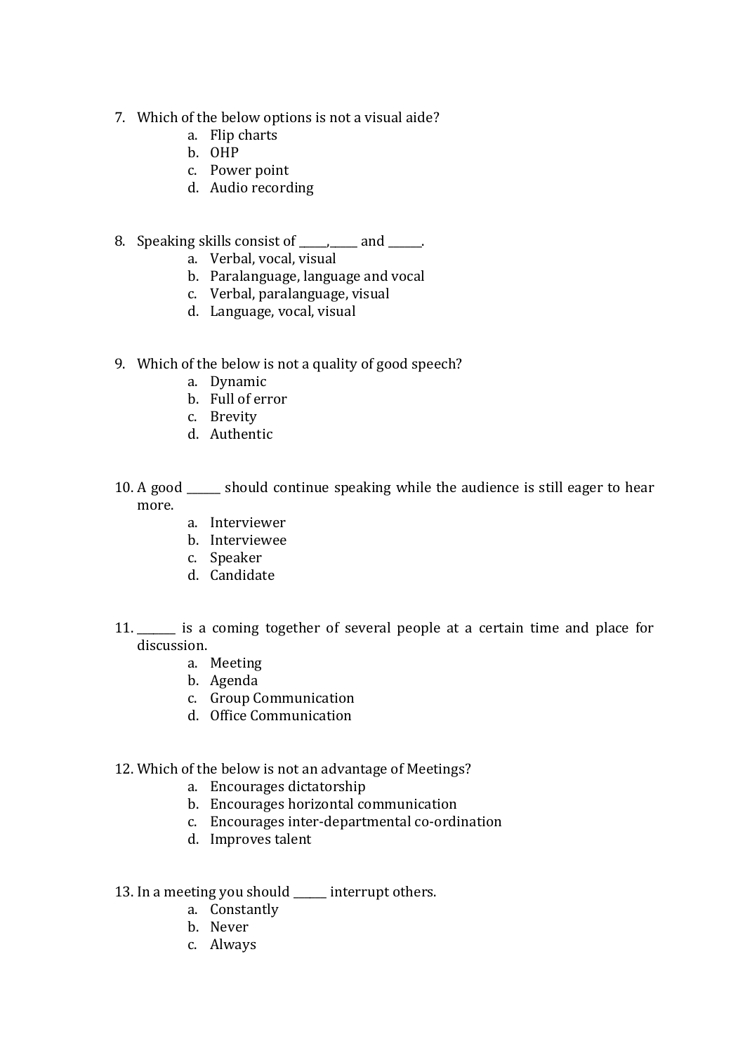7. Which of the below options is not a visual aide?
    a. Flip charts
    b. OHP
    c. Power point
    d. Audio recording

8. Speaking skills consist of _____,_____ and ______.
    a. Verbal, vocal, visual
    b. Paralanguage, language and vocal
    c. Verbal, paralanguage, visual
    d. Language, vocal, visual

9. Which of the below is not a quality of good speech?
    a. Dynamic
    b. Full of error
    c. Brevity
    d. Authentic

10. A good ______ should continue speaking while the audience is still eager to hear more.
    a. Interviewer
    b. Interviewee
    c. Speaker
    d. Candidate

11. _______ is a coming together of several people at a certain time and place for discussion.
    a. Meeting
    b. Agenda
    c. Group Communication
    d. Office Communication

12. Which of the below is not an advantage of Meetings?
    a. Encourages dictatorship
    b. Encourages horizontal communication
    c. Encourages inter-departmental co-ordination
    d. Improves talent

13. In a meeting you should ______ interrupt others.
    a. Constantly
    b. Never
    c. Always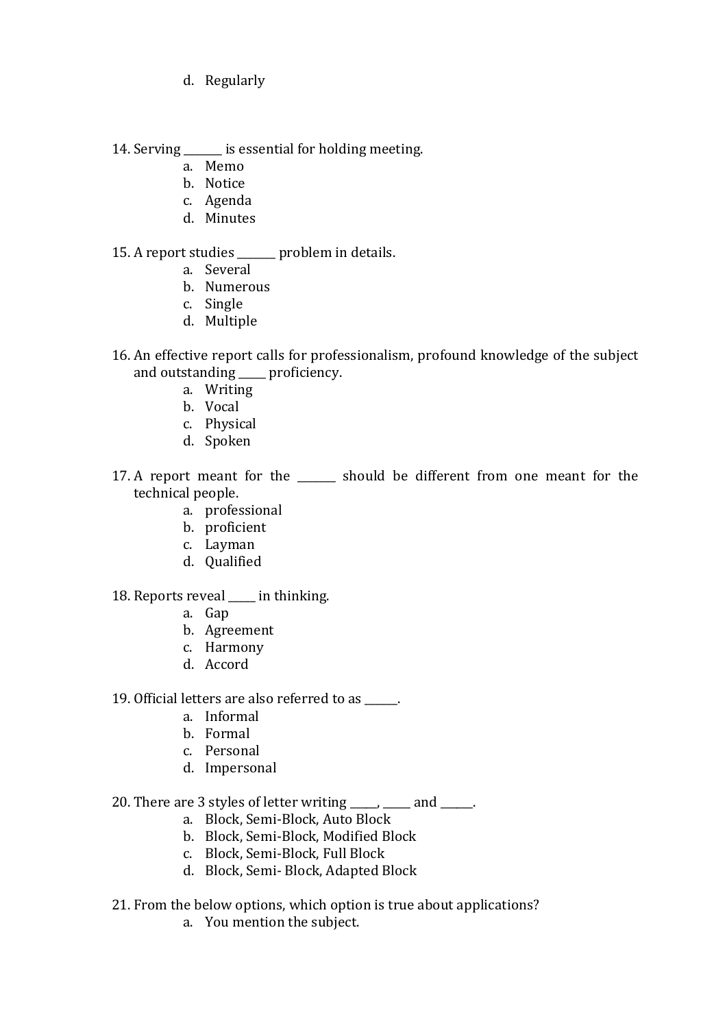d. Regularly

14. Serving _______ is essential for holding meeting.
    a. Memo
    b. Notice
    c. Agenda
    d. Minutes

15. A report studies _______ problem in details.
    a. Several
    b. Numerous
    c. Single
    d. Multiple

16. An effective report calls for professionalism, profound knowledge of the subject and outstanding _____ proficiency.
    a. Writing
    b. Vocal
    c. Physical
    d. Spoken

17. A report meant for the _______ should be different from one meant for the technical people.
    a. professional
    b. proficient
    c. Layman
    d. Qualified

18. Reports reveal _____ in thinking.
    a. Gap
    b. Agreement
    c. Harmony
    d. Accord

19. Official letters are also referred to as ______.
    a. Informal
    b. Formal
    c. Personal
    d. Impersonal

20. There are 3 styles of letter writing _____, _____ and ______.
    a. Block, Semi-Block, Auto Block
    b. Block, Semi-Block, Modified Block
    c. Block, Semi-Block, Full Block
    d. Block, Semi- Block, Adapted Block

21. From the below options, which option is true about applications?
    a. You mention the subject.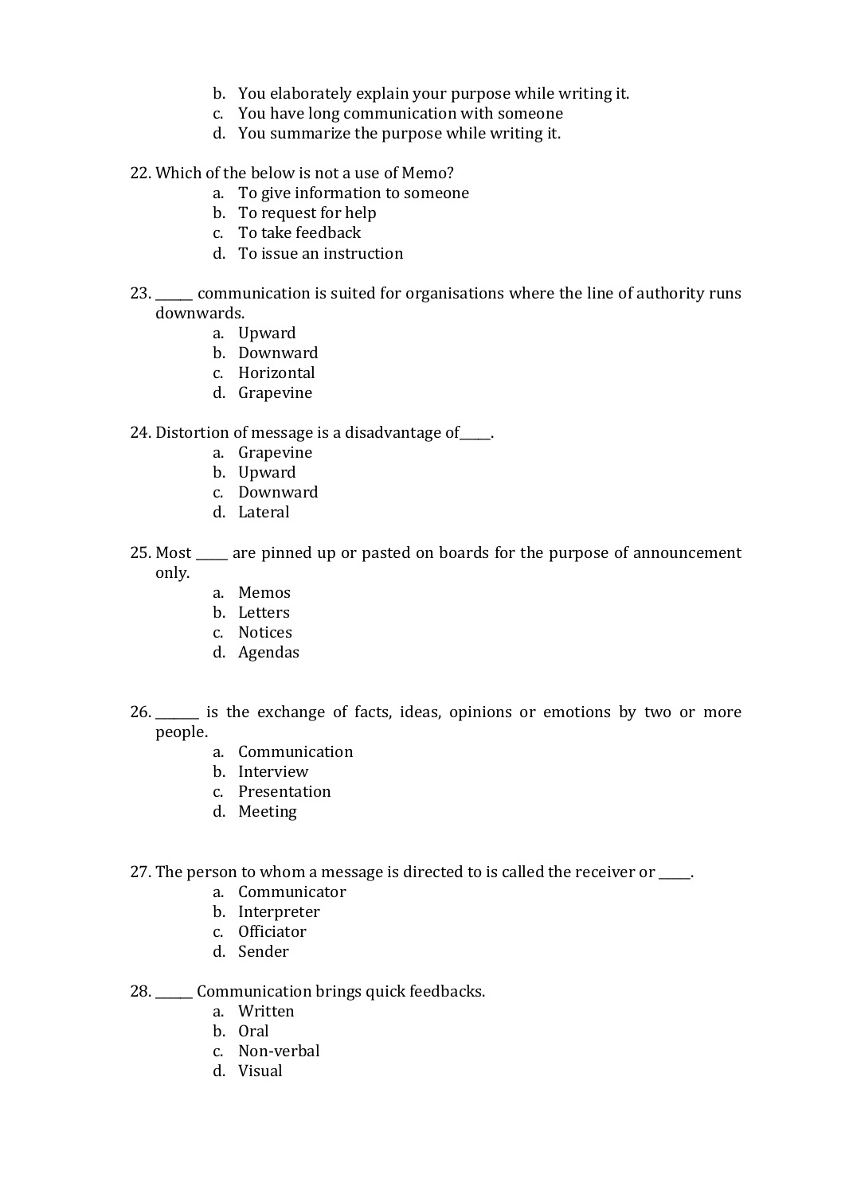b. You elaborately explain your purpose while writing it.
   c. You have long communication with someone
   d. You summarize the purpose while writing it.

22. Which of the below is not a use of Memo?
   a. To give information to someone
   b. To request for help
   c. To take feedback
   d. To issue an instruction

23. ______ communication is suited for organisations where the line of authority runs downwards.
   a. Upward
   b. Downward
   c. Horizontal
   d. Grapevine

24. Distortion of message is a disadvantage of_____.
   a. Grapevine
   b. Upward
   c. Downward
   d. Lateral

25. Most _____ are pinned up or pasted on boards for the purpose of announcement only.
   a. Memos
   b. Letters
   c. Notices
   d. Agendas

26. _______ is the exchange of facts, ideas, opinions or emotions by two or more people.
   a. Communication
   b. Interview
   c. Presentation
   d. Meeting

27. The person to whom a message is directed to is called the receiver or _____.
   a. Communicator
   b. Interpreter
   c. Officiator
   d. Sender

28. ______ Communication brings quick feedbacks.
   a. Written
   b. Oral
   c. Non-verbal
   d. Visual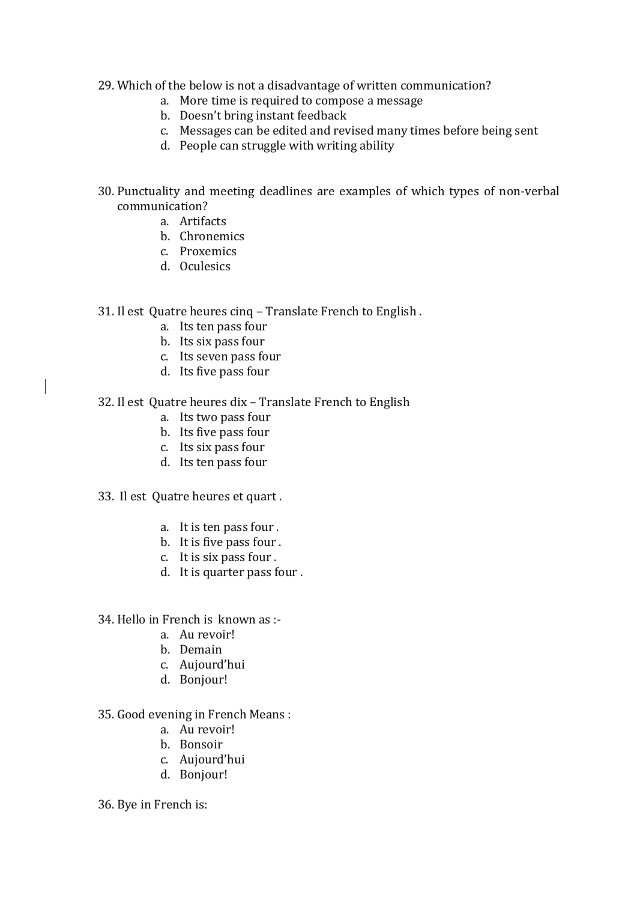29. Which of the below is not a disadvantage of written communication?
    a. More time is required to compose a message
    b. Doesn't bring instant feedback
    c. Messages can be edited and revised many times before being sent
    d. People can struggle with writing ability

30. Punctuality and meeting deadlines are examples of which types of non-verbal communication?
    a. Artifacts
    b. Chronemics
    c. Proxemics
    d. Oculesics

31. Il est Quatre heures cinq – Translate French to English .
    a. Its ten pass four
    b. Its six pass four
    c. Its seven pass four
    d. Its five pass four

32. Il est Quatre heures dix – Translate French to English
    a. Its two pass four
    b. Its five pass four
    c. Its six pass four
    d. Its ten pass four

33. Il est Quatre heures et quart .
    a. It is ten pass four .
    b. It is five pass four .
    c. It is six pass four .
    d. It is quarter pass four .

34. Hello in French is known as :-
    a. Au revoir!
    b. Demain
    c. Aujourd'hui
    d. Bonjour!

35. Good evening in French Means :
    a. Au revoir!
    b. Bonsoir
    c. Aujourd'hui
    d. Bonjour!

36. Bye in French is: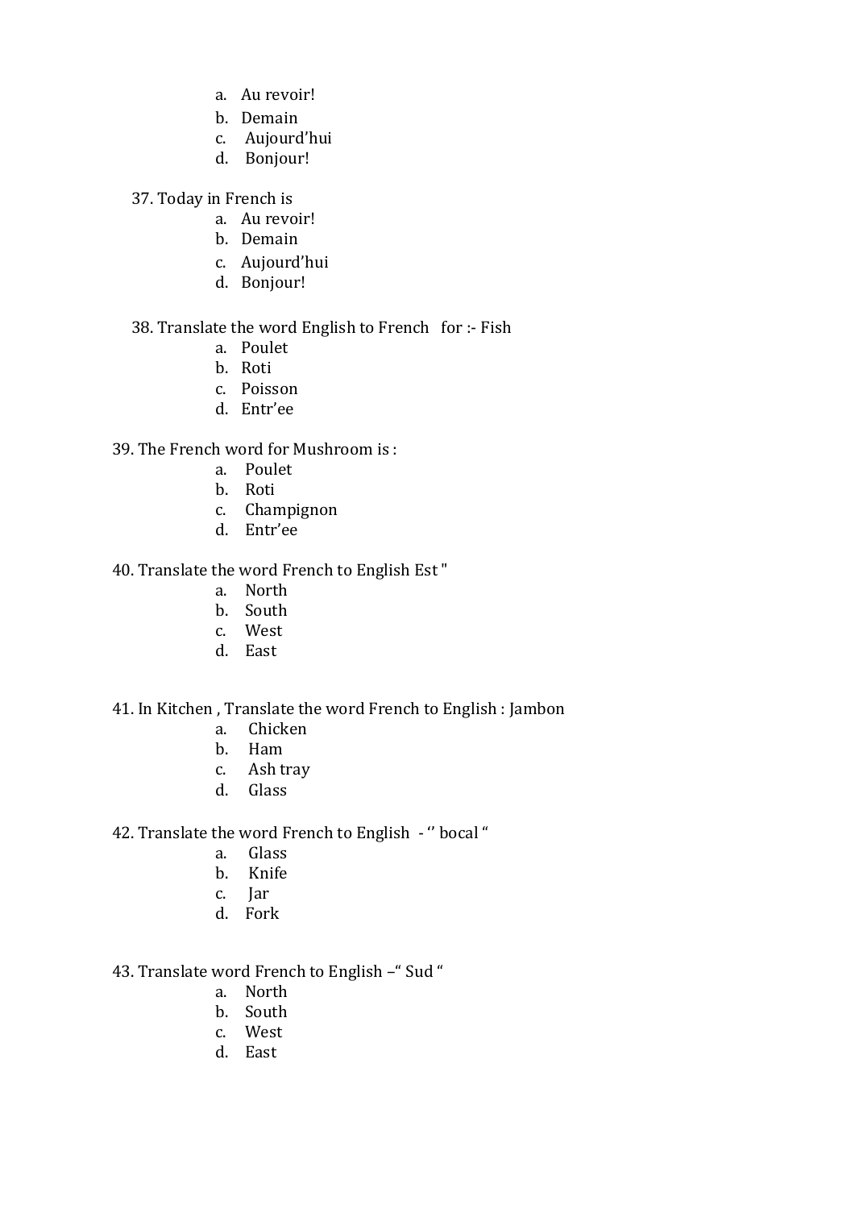a. Au revoir!
b. Demain
c. Aujourd'hui
d. Bonjour!

37. Today in French is
    a. Au revoir!
    b. Demain
    c. Aujourd'hui
    d. Bonjour!

38. Translate the word English to French for :- Fish
    a. Poulet
    b. Roti
    c. Poisson
    d. Entr'ee

39. The French word for Mushroom is :
    a. Poulet
    b. Roti
    c. Champignon
    d. Entr'ee

40. Translate the word French to English Est "
    a. North
    b. South
    c. West
    d. East

41. In Kitchen , Translate the word French to English : Jambon
    a. Chicken
    b. Ham
    c. Ash tray
    d. Glass

42. Translate the word French to English - '' bocal "
    a. Glass
    b. Knife
    c. Jar
    d. Fork

43. Translate word French to English –" Sud "
    a. North
    b. South
    c. West
    d. East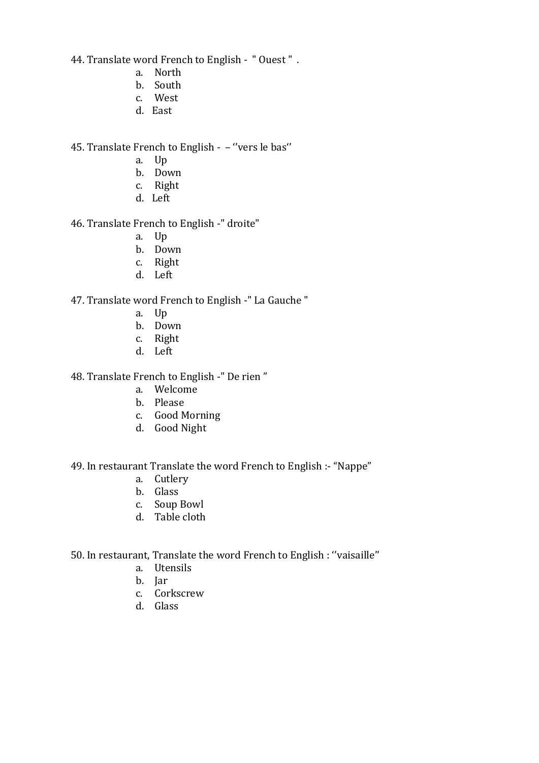44. Translate word French to English - " Ouest " .

a. North
b. South
c. West
d. East

45. Translate French to English - – ''vers le bas''

a. Up
b. Down
c. Right
d. Left

46. Translate French to English -" droite"

a. Up
b. Down
c. Right
d. Left

47. Translate word French to English -" La Gauche "

a. Up
b. Down
c. Right
d. Left

48. Translate French to English -" De rien ”

a. Welcome
b. Please
c. Good Morning
d. Good Night

49. In restaurant Translate the word French to English :- “Nappe”

a. Cutlery
b. Glass
c. Soup Bowl
d. Table cloth

50. In restaurant, Translate the word French to English : ''vaisaille”

a. Utensils
b. Jar
c. Corkscrew
d. Glass